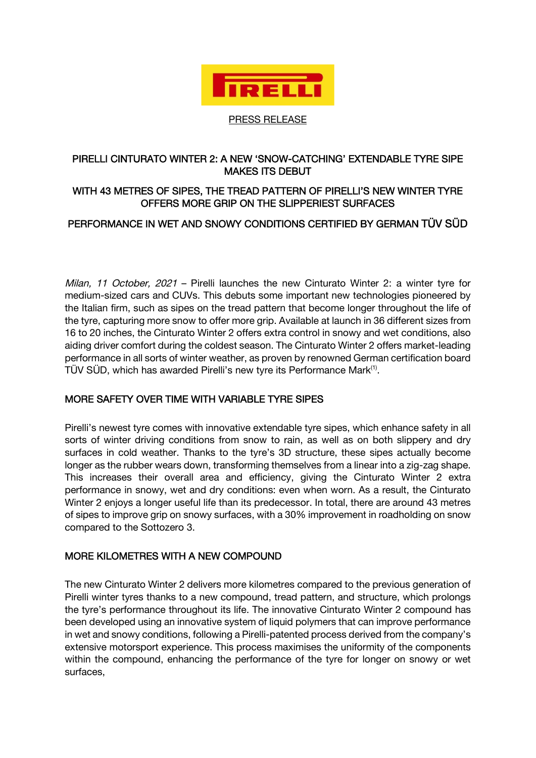PRESS RELEASE

# PIRELLI CINTURATO WINTER 2: A NEW 'SNOW-CATCHING' EXTENDABLE TYRE SIPE MAKES ITS DEBUT

## WITH 43 METRES OF SIPES, THE TREAD PATTERN OF PIRELLI'S NEW WINTER TYRE OFFERS MORE GRIP ON THE SLIPPERIEST SURFACES

## PERFORMANCE IN WET AND SNOWY CONDITIONS CERTIFIED BY GERMAN TÜV SÜD

*Milan, 11 October, 2021* – Pirelli launches the new Cinturato Winter 2: a winter tyre for medium-sized cars and CUVs. This debuts some important new technologies pioneered by the Italian firm, such as sipes on the tread pattern that become longer throughout the life of the tyre, capturing more snow to offer more grip. Available at launch in 36 different sizes from 16 to 20 inches, the Cinturato Winter 2 offers extra control in snowy and wet conditions, also aiding driver comfort during the coldest season. The Cinturato Winter 2 offers market-leading performance in all sorts of winter weather, as proven by renowned German certification board TÜV SÜD, which has awarded Pirelli's new tyre its Performance Mark(1).

### MORE SAFETY OVER TIME WITH VARIABLE TYRE SIPES

Pirelli's newest tyre comes with innovative extendable tyre sipes, which enhance safety in all sorts of winter driving conditions from snow to rain, as well as on both slippery and dry surfaces in cold weather. Thanks to the tyre's 3D structure, these sipes actually become longer as the rubber wears down, transforming themselves from a linear into a zig-zag shape. This increases their overall area and efficiency, giving the Cinturato Winter 2 extra performance in snowy, wet and dry conditions: even when worn. As a result, the Cinturato Winter 2 enjoys a longer useful life than its predecessor. In total, there are around 43 metres of sipes to improve grip on snowy surfaces, with a 30% improvement in roadholding on snow compared to the Sottozero 3.

### MORE KILOMETRES WITH A NEW COMPOUND

The new Cinturato Winter 2 delivers more kilometres compared to the previous generation of Pirelli winter tyres thanks to a new compound, tread pattern, and structure, which prolongs the tyre's performance throughout its life. The innovative Cinturato Winter 2 compound has been developed using an innovative system of liquid polymers that can improve performance in wet and snowy conditions, following a Pirelli-patented process derived from the company's extensive motorsport experience. This process maximises the uniformity of the components within the compound, enhancing the performance of the tyre for longer on snowy or wet surfaces,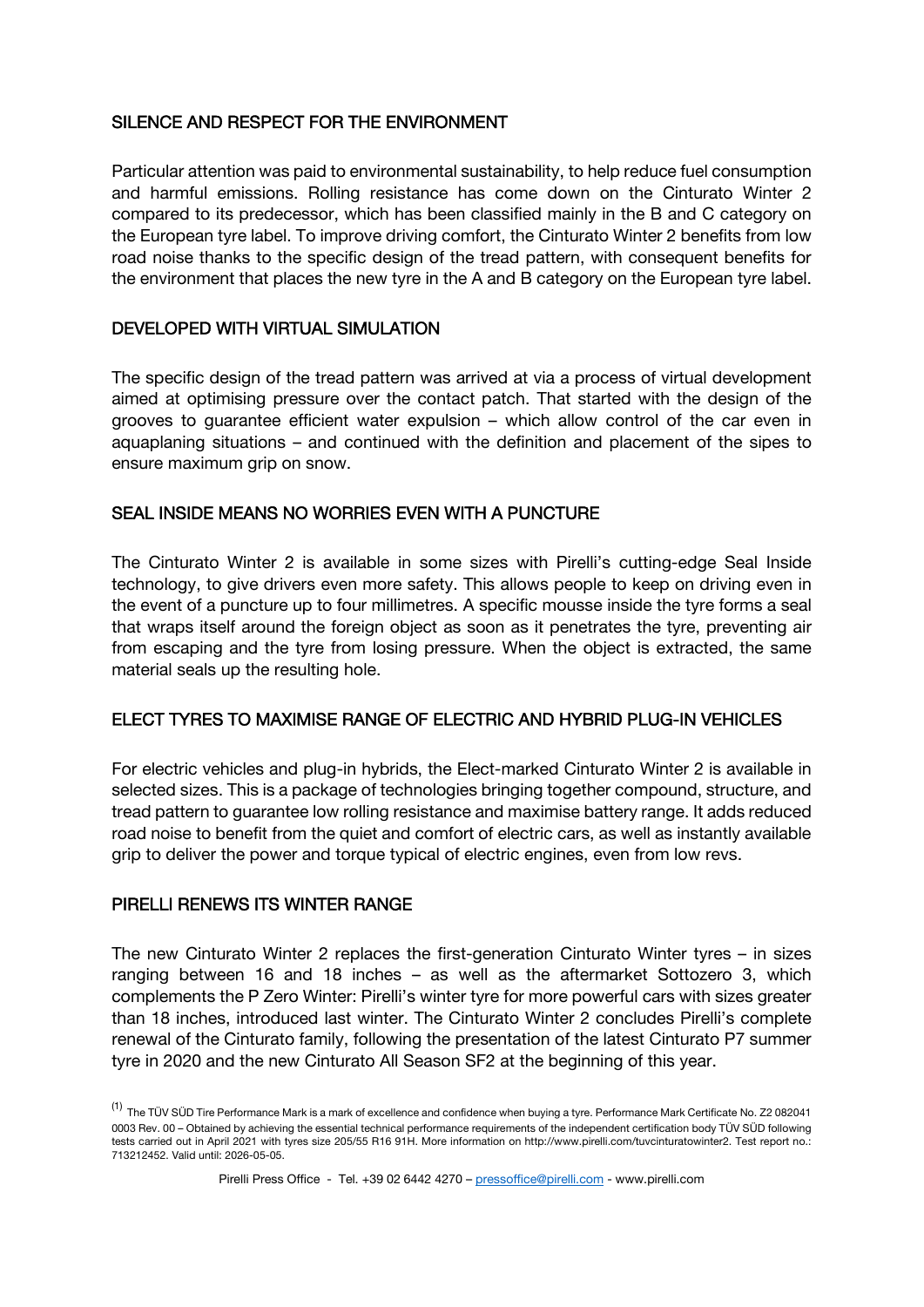## SILENCE AND RESPECT FOR THE ENVIRONMENT

Particular attention was paid to environmental sustainability, to help reduce fuel consumption and harmful emissions. Rolling resistance has come down on the Cinturato Winter 2 compared to its predecessor, which has been classified mainly in the B and C category on the European tyre label. To improve driving comfort, the Cinturato Winter 2 benefits from low road noise thanks to the specific design of the tread pattern, with consequent benefits for the environment that places the new tyre in the A and B category on the European tyre label.

## DEVELOPED WITH VIRTUAL SIMULATION

The specific design of the tread pattern was arrived at via a process of virtual development aimed at optimising pressure over the contact patch. That started with the design of the grooves to guarantee efficient water expulsion – which allow control of the car even in aquaplaning situations – and continued with the definition and placement of the sipes to ensure maximum grip on snow.

## SEAL INSIDE MEANS NO WORRIES EVEN WITH A PUNCTURE

The Cinturato Winter 2 is available in some sizes with Pirelli's cutting-edge Seal Inside technology, to give drivers even more safety. This allows people to keep on driving even in the event of a puncture up to four millimetres. A specific mousse inside the tyre forms a seal that wraps itself around the foreign object as soon as it penetrates the tyre, preventing air from escaping and the tyre from losing pressure. When the object is extracted, the same material seals up the resulting hole.

## ELECT TYRES TO MAXIMISE RANGE OF ELECTRIC AND HYBRID PLUG-IN VEHICLES

For electric vehicles and plug-in hybrids, the Elect-marked Cinturato Winter 2 is available in selected sizes. This is a package of technologies bringing together compound, structure, and tread pattern to guarantee low rolling resistance and maximise battery range. It adds reduced road noise to benefit from the quiet and comfort of electric cars, as well as instantly available grip to deliver the power and torque typical of electric engines, even from low revs.

## PIRELLI RENEWS ITS WINTER RANGE

The new Cinturato Winter 2 replaces the first-generation Cinturato Winter tyres – in sizes ranging between 16 and 18 inches – as well as the aftermarket Sottozero 3, which complements the P Zero Winter: Pirelli's winter tyre for more powerful cars with sizes greater than 18 inches, introduced last winter. The Cinturato Winter 2 concludes Pirelli's complete renewal of the Cinturato family, following the presentation of the latest Cinturato P7 summer tyre in 2020 and the new Cinturato All Season SF2 at the beginning of this year.

---

(1) The TÜV SÜD Tire Performance Mark is a mark of excellence and confidence when buying a tyre. Performance Mark Certificate No. Z2 082041 0003 Rev. 00 – Obtained by achieving the essential technical performance requirements of the independent certification body TÜV SÜD following tests carried out in April 2021 with tyres size 205/55 R16 91H. More information on http://www.pirelli.com/tuvcinturatowinter2. Test report no.: 713212452. Valid until: 2026-05-05.

Pirelli Press Office - Tel. +39 02 6442 4270 – pressoffice@pirelli.com - www.pirelli.com